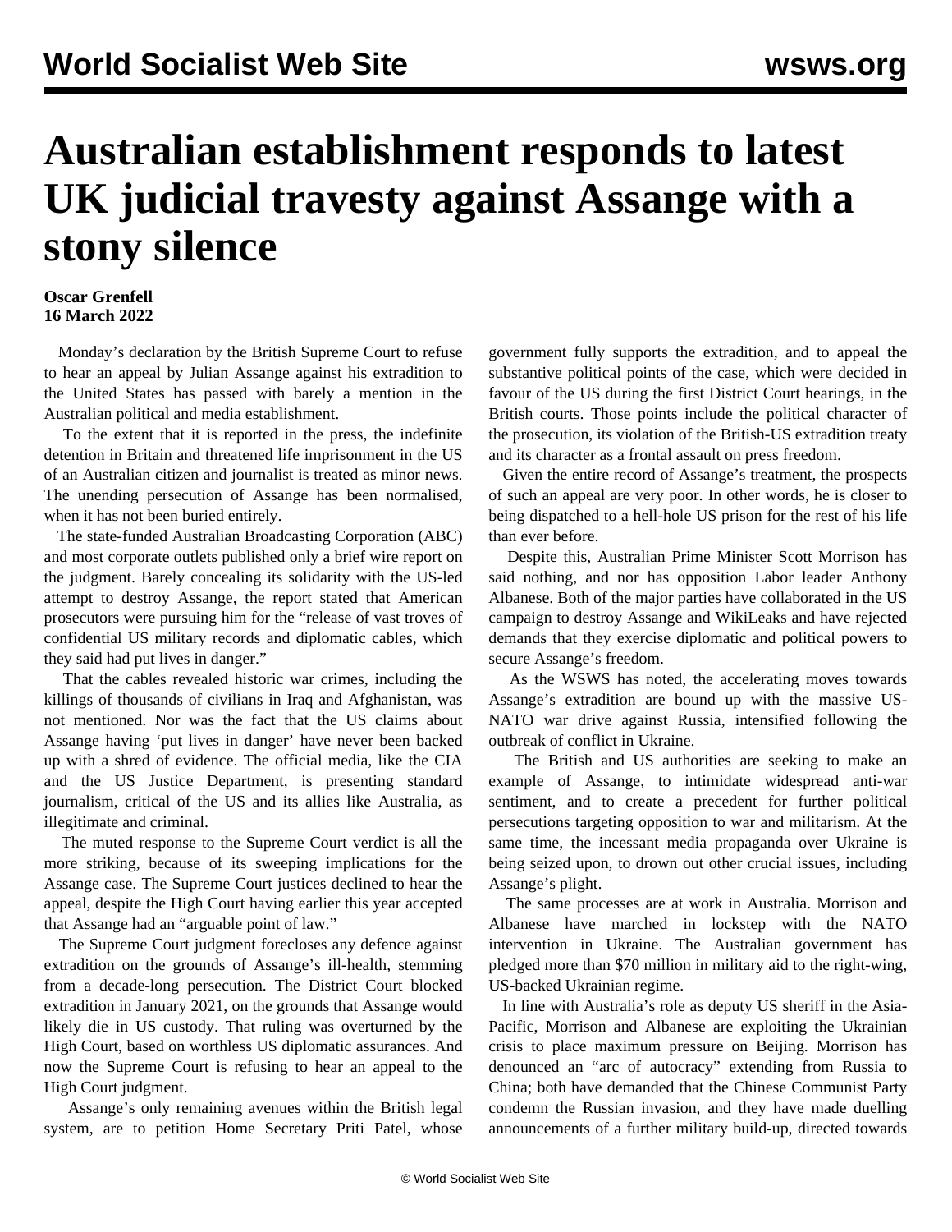# Australian establishment responds to latest UK judicial travesty against Assange with a stony silence

**Oscar Grenfell**
**16 March 2022**

Monday's declaration by the British Supreme Court to refuse to hear an appeal by Julian Assange against his extradition to the United States has passed with barely a mention in the Australian political and media establishment.

To the extent that it is reported in the press, the indefinite detention in Britain and threatened life imprisonment in the US of an Australian citizen and journalist is treated as minor news. The unending persecution of Assange has been normalised, when it has not been buried entirely.

The state-funded Australian Broadcasting Corporation (ABC) and most corporate outlets published only a brief wire report on the judgment. Barely concealing its solidarity with the US-led attempt to destroy Assange, the report stated that American prosecutors were pursuing him for the "release of vast troves of confidential US military records and diplomatic cables, which they said had put lives in danger."

That the cables revealed historic war crimes, including the killings of thousands of civilians in Iraq and Afghanistan, was not mentioned. Nor was the fact that the US claims about Assange having 'put lives in danger' have never been backed up with a shred of evidence. The official media, like the CIA and the US Justice Department, is presenting standard journalism, critical of the US and its allies like Australia, as illegitimate and criminal.

The muted response to the Supreme Court verdict is all the more striking, because of its sweeping implications for the Assange case. The Supreme Court justices declined to hear the appeal, despite the High Court having earlier this year accepted that Assange had an "arguable point of law."

The Supreme Court judgment forecloses any defence against extradition on the grounds of Assange's ill-health, stemming from a decade-long persecution. The District Court blocked extradition in January 2021, on the grounds that Assange would likely die in US custody. That ruling was overturned by the High Court, based on worthless US diplomatic assurances. And now the Supreme Court is refusing to hear an appeal to the High Court judgment.

Assange's only remaining avenues within the British legal system, are to petition Home Secretary Priti Patel, whose government fully supports the extradition, and to appeal the substantive political points of the case, which were decided in favour of the US during the first District Court hearings, in the British courts. Those points include the political character of the prosecution, its violation of the British-US extradition treaty and its character as a frontal assault on press freedom.

Given the entire record of Assange's treatment, the prospects of such an appeal are very poor. In other words, he is closer to being dispatched to a hell-hole US prison for the rest of his life than ever before.

Despite this, Australian Prime Minister Scott Morrison has said nothing, and nor has opposition Labor leader Anthony Albanese. Both of the major parties have collaborated in the US campaign to destroy Assange and WikiLeaks and have rejected demands that they exercise diplomatic and political powers to secure Assange's freedom.

As the WSWS has noted, the accelerating moves towards Assange's extradition are bound up with the massive US-NATO war drive against Russia, intensified following the outbreak of conflict in Ukraine.

The British and US authorities are seeking to make an example of Assange, to intimidate widespread anti-war sentiment, and to create a precedent for further political persecutions targeting opposition to war and militarism. At the same time, the incessant media propaganda over Ukraine is being seized upon, to drown out other crucial issues, including Assange's plight.

The same processes are at work in Australia. Morrison and Albanese have marched in lockstep with the NATO intervention in Ukraine. The Australian government has pledged more than $70 million in military aid to the right-wing, US-backed Ukrainian regime.

In line with Australia's role as deputy US sheriff in the Asia-Pacific, Morrison and Albanese are exploiting the Ukrainian crisis to place maximum pressure on Beijing. Morrison has denounced an "arc of autocracy" extending from Russia to China; both have demanded that the Chinese Communist Party condemn the Russian invasion, and they have made duelling announcements of a further military build-up, directed towards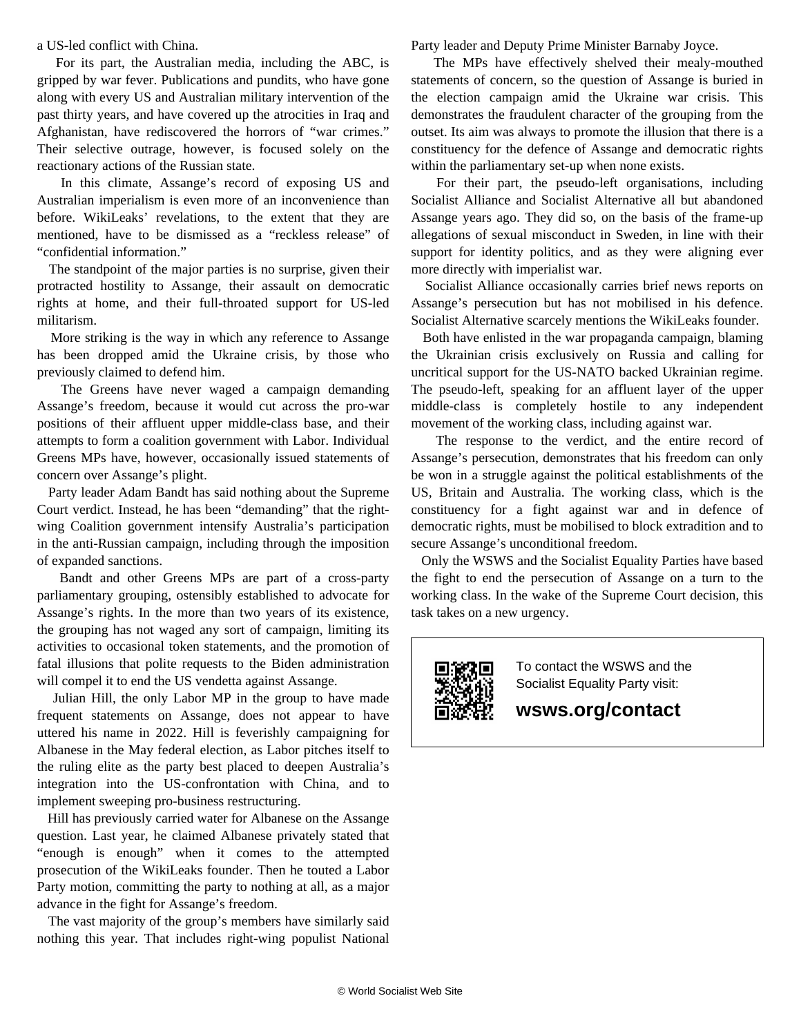a US-led conflict with China.

For its part, the Australian media, including the ABC, is gripped by war fever. Publications and pundits, who have gone along with every US and Australian military intervention of the past thirty years, and have covered up the atrocities in Iraq and Afghanistan, have rediscovered the horrors of "war crimes." Their selective outrage, however, is focused solely on the reactionary actions of the Russian state.

In this climate, Assange's record of exposing US and Australian imperialism is even more of an inconvenience than before. WikiLeaks' revelations, to the extent that they are mentioned, have to be dismissed as a "reckless release" of "confidential information."

The standpoint of the major parties is no surprise, given their protracted hostility to Assange, their assault on democratic rights at home, and their full-throated support for US-led militarism.

More striking is the way in which any reference to Assange has been dropped amid the Ukraine crisis, by those who previously claimed to defend him.

The Greens have never waged a campaign demanding Assange's freedom, because it would cut across the pro-war positions of their affluent upper middle-class base, and their attempts to form a coalition government with Labor. Individual Greens MPs have, however, occasionally issued statements of concern over Assange's plight.

Party leader Adam Bandt has said nothing about the Supreme Court verdict. Instead, he has been "demanding" that the right-wing Coalition government intensify Australia's participation in the anti-Russian campaign, including through the imposition of expanded sanctions.

Bandt and other Greens MPs are part of a cross-party parliamentary grouping, ostensibly established to advocate for Assange's rights. In the more than two years of its existence, the grouping has not waged any sort of campaign, limiting its activities to occasional token statements, and the promotion of fatal illusions that polite requests to the Biden administration will compel it to end the US vendetta against Assange.

Julian Hill, the only Labor MP in the group to have made frequent statements on Assange, does not appear to have uttered his name in 2022. Hill is feverishly campaigning for Albanese in the May federal election, as Labor pitches itself to the ruling elite as the party best placed to deepen Australia's integration into the US-confrontation with China, and to implement sweeping pro-business restructuring.

Hill has previously carried water for Albanese on the Assange question. Last year, he claimed Albanese privately stated that "enough is enough" when it comes to the attempted prosecution of the WikiLeaks founder. Then he touted a Labor Party motion, committing the party to nothing at all, as a major advance in the fight for Assange's freedom.

The vast majority of the group's members have similarly said nothing this year. That includes right-wing populist National Party leader and Deputy Prime Minister Barnaby Joyce.

The MPs have effectively shelved their mealy-mouthed statements of concern, so the question of Assange is buried in the election campaign amid the Ukraine war crisis. This demonstrates the fraudulent character of the grouping from the outset. Its aim was always to promote the illusion that there is a constituency for the defence of Assange and democratic rights within the parliamentary set-up when none exists.

For their part, the pseudo-left organisations, including Socialist Alliance and Socialist Alternative all but abandoned Assange years ago. They did so, on the basis of the frame-up allegations of sexual misconduct in Sweden, in line with their support for identity politics, and as they were aligning ever more directly with imperialist war.

Socialist Alliance occasionally carries brief news reports on Assange's persecution but has not mobilised in his defence. Socialist Alternative scarcely mentions the WikiLeaks founder.

Both have enlisted in the war propaganda campaign, blaming the Ukrainian crisis exclusively on Russia and calling for uncritical support for the US-NATO backed Ukrainian regime. The pseudo-left, speaking for an affluent layer of the upper middle-class is completely hostile to any independent movement of the working class, including against war.

The response to the verdict, and the entire record of Assange's persecution, demonstrates that his freedom can only be won in a struggle against the political establishments of the US, Britain and Australia. The working class, which is the constituency for a fight against war and in defence of democratic rights, must be mobilised to block extradition and to secure Assange's unconditional freedom.

Only the WSWS and the Socialist Equality Parties have based the fight to end the persecution of Assange on a turn to the working class. In the wake of the Supreme Court decision, this task takes on a new urgency.

To contact the WSWS and the Socialist Equality Party visit:

**wsws.org/contact**